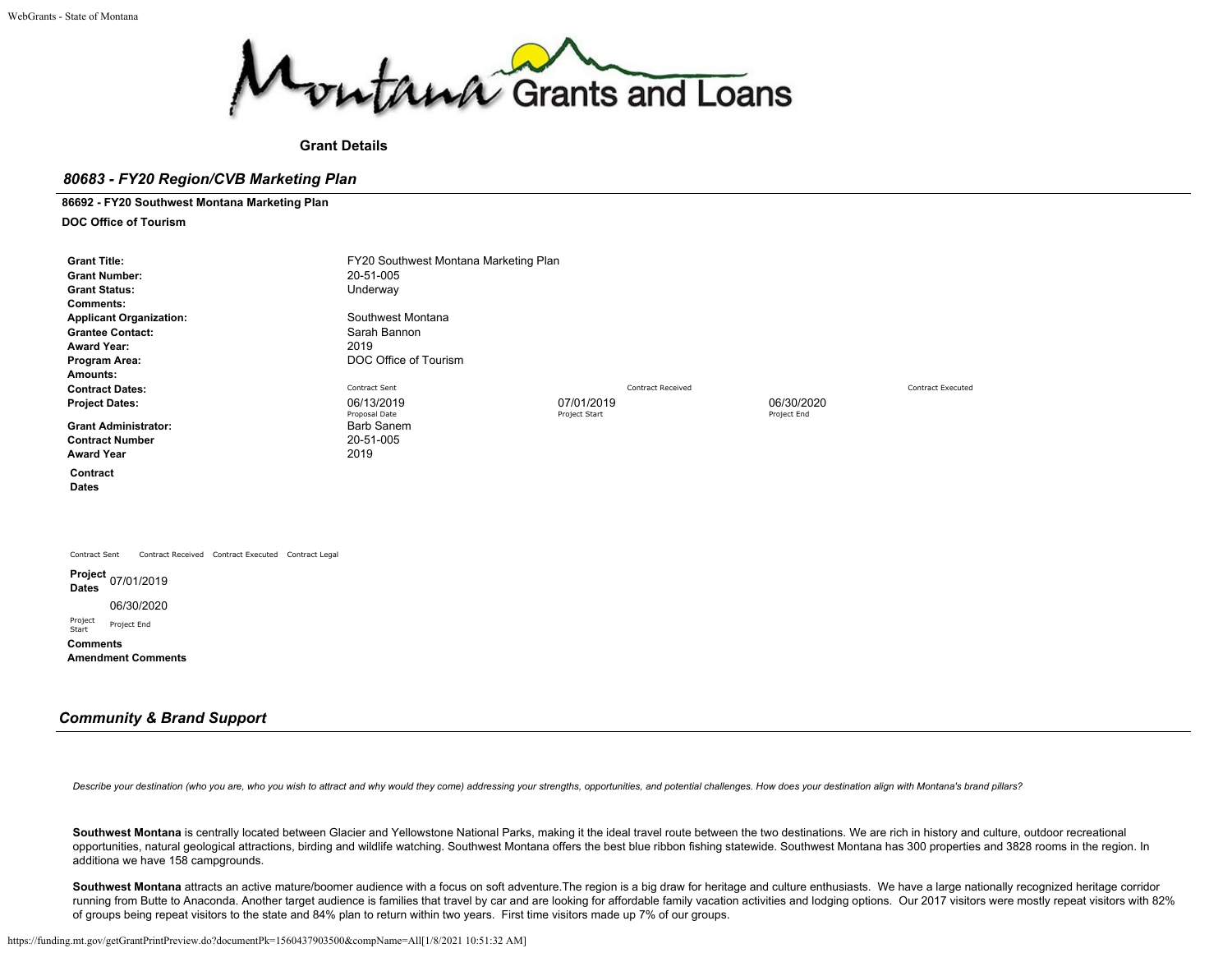# Montana Grants and Loans

**Grant Details**

## *80683 - FY20 Region/CVB Marketing Plan*

**86692 - FY20 Southwest Montana Marketing Plan**

**DOC Office of Tourism**

| | | | | |
|---|---|---|---|---|
| **Grant Title:** | FY20 Southwest Montana Marketing Plan | | | |
| **Grant Number:** | 20-51-005 | | | |
| **Grant Status:** | Underway | | | |
| **Comments:** | | | | |
| **Applicant Organization:** | Southwest Montana | | | |
| **Grantee Contact:** | Sarah Bannon | | | |
| **Award Year:** | 2019 | | | |
| **Program Area:** | DOC Office of Tourism | | | |
| **Amounts:** | | | | |
| **Contract Dates:** | Contract Sent | Contract Received | | Contract Executed |
| **Project Dates:** | 06/13/2019<br>Proposal Date | 07/01/2019<br>Project Start | 06/30/2020<br>Project End | |
| **Grant Administrator:** | Barb Sanem | | | |
| **Contract Number** | 20-51-005 | | | |
| **Award Year** | 2019 | | | |

**Contract Dates**

Contract Sent | Contract Received | Contract Executed | Contract Legal

**Project Dates** 07/01/2019 — 06/30/2020

Project Start | Project End

**Comments**

**Amendment Comments**

## *Community & Brand Support*

*Describe your destination (who you are, who you wish to attract and why would they come) addressing your strengths, opportunities, and potential challenges. How does your destination align with Montana's brand pillars?*

**Southwest Montana** is centrally located between Glacier and Yellowstone National Parks, making it the ideal travel route between the two destinations. We are rich in history and culture, outdoor recreational opportunities, natural geological attractions, birding and wildlife watching. Southwest Montana offers the best blue ribbon fishing statewide. Southwest Montana has 300 properties and 3828 rooms in the region. In additiona we have 158 campgrounds.

**Southwest Montana** attracts an active mature/boomer audience with a focus on soft adventure.The region is a big draw for heritage and culture enthusiasts. We have a large nationally recognized heritage corridor running from Butte to Anaconda. Another target audience is families that travel by car and are looking for affordable family vacation activities and lodging options. Our 2017 visitors were mostly repeat visitors with 82% of groups being repeat visitors to the state and 84% plan to return within two years. First time visitors made up 7% of our groups.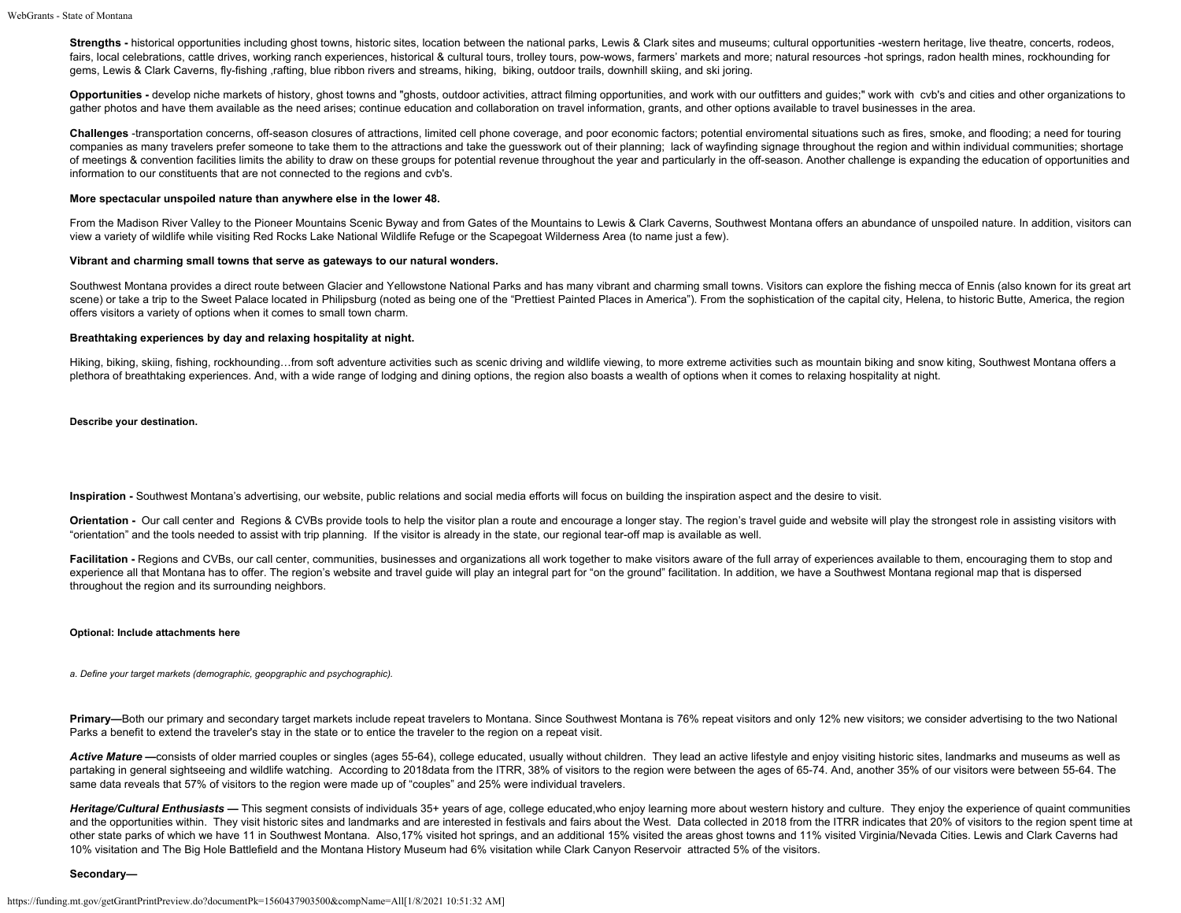**Strengths -** historical opportunities including ghost towns, historic sites, location between the national parks, Lewis & Clark sites and museums; cultural opportunities -western heritage, live theatre, concerts, rodeos, fairs, local celebrations, cattle drives, working ranch experiences, historical & cultural tours, trolley tours, pow-wows, farmers' markets and more; natural resources -hot springs, radon health mines, rockhounding for gems, Lewis & Clark Caverns, fly-fishing ,rafting, blue ribbon rivers and streams, hiking, biking, outdoor trails, downhill skiing, and ski joring.

**Opportunities -** develop niche markets of history, ghost towns and "ghosts, outdoor activities, attract filming opportunities, and work with our outfitters and guides;" work with cvb's and cities and other organizations to gather photos and have them available as the need arises; continue education and collaboration on travel information, grants, and other options available to travel businesses in the area.

**Challenges** -transportation concerns, off-season closures of attractions, limited cell phone coverage, and poor economic factors; potential enviromental situations such as fires, smoke, and flooding; a need for touring companies as many travelers prefer someone to take them to the attractions and take the guesswork out of their planning; lack of wayfinding signage throughout the region and within individual communities; shortage of meetings & convention facilities limits the ability to draw on these groups for potential revenue throughout the year and particularly in the off-season. Another challenge is expanding the education of opportunities and information to our constituents that are not connected to the regions and cvb's.

**More spectacular unspoiled nature than anywhere else in the lower 48.**

From the Madison River Valley to the Pioneer Mountains Scenic Byway and from Gates of the Mountains to Lewis & Clark Caverns, Southwest Montana offers an abundance of unspoiled nature. In addition, visitors can view a variety of wildlife while visiting Red Rocks Lake National Wildlife Refuge or the Scapegoat Wilderness Area (to name just a few).

**Vibrant and charming small towns that serve as gateways to our natural wonders.**

Southwest Montana provides a direct route between Glacier and Yellowstone National Parks and has many vibrant and charming small towns. Visitors can explore the fishing mecca of Ennis (also known for its great art scene) or take a trip to the Sweet Palace located in Philipsburg (noted as being one of the "Prettiest Painted Places in America"). From the sophistication of the capital city, Helena, to historic Butte, America, the region offers visitors a variety of options when it comes to small town charm.

**Breathtaking experiences by day and relaxing hospitality at night.**

Hiking, biking, skiing, fishing, rockhounding…from soft adventure activities such as scenic driving and wildlife viewing, to more extreme activities such as mountain biking and snow kiting, Southwest Montana offers a plethora of breathtaking experiences. And, with a wide range of lodging and dining options, the region also boasts a wealth of options when it comes to relaxing hospitality at night.

**Describe your destination.**

**Inspiration -** Southwest Montana's advertising, our website, public relations and social media efforts will focus on building the inspiration aspect and the desire to visit.

**Orientation -** Our call center and Regions & CVBs provide tools to help the visitor plan a route and encourage a longer stay. The region's travel guide and website will play the strongest role in assisting visitors with "orientation" and the tools needed to assist with trip planning. If the visitor is already in the state, our regional tear-off map is available as well.

**Facilitation -** Regions and CVBs, our call center, communities, businesses and organizations all work together to make visitors aware of the full array of experiences available to them, encouraging them to stop and experience all that Montana has to offer. The region's website and travel guide will play an integral part for "on the ground" facilitation. In addition, we have a Southwest Montana regional map that is dispersed throughout the region and its surrounding neighbors.

**Optional: Include attachments here**

*a. Define your target markets (demographic, geopgraphic and psychographic).*

**Primary—**Both our primary and secondary target markets include repeat travelers to Montana. Since Southwest Montana is 76% repeat visitors and only 12% new visitors; we consider advertising to the two National Parks a benefit to extend the traveler's stay in the state or to entice the traveler to the region on a repeat visit.

***Active Mature —***consists of older married couples or singles (ages 55-64), college educated, usually without children. They lead an active lifestyle and enjoy visiting historic sites, landmarks and museums as well as partaking in general sightseeing and wildlife watching. According to 2018data from the ITRR, 38% of visitors to the region were between the ages of 65-74. And, another 35% of our visitors were between 55-64. The same data reveals that 57% of visitors to the region were made up of "couples" and 25% were individual travelers.

***Heritage/Cultural Enthusiasts —*** This segment consists of individuals 35+ years of age, college educated,who enjoy learning more about western history and culture. They enjoy the experience of quaint communities and the opportunities within. They visit historic sites and landmarks and are interested in festivals and fairs about the West. Data collected in 2018 from the ITRR indicates that 20% of visitors to the region spent time at other state parks of which we have 11 in Southwest Montana. Also,17% visited hot springs, and an additional 15% visited the areas ghost towns and 11% visited Virginia/Nevada Cities. Lewis and Clark Caverns had 10% visitation and The Big Hole Battlefield and the Montana History Museum had 6% visitation while Clark Canyon Reservoir attracted 5% of the visitors.

**Secondary—**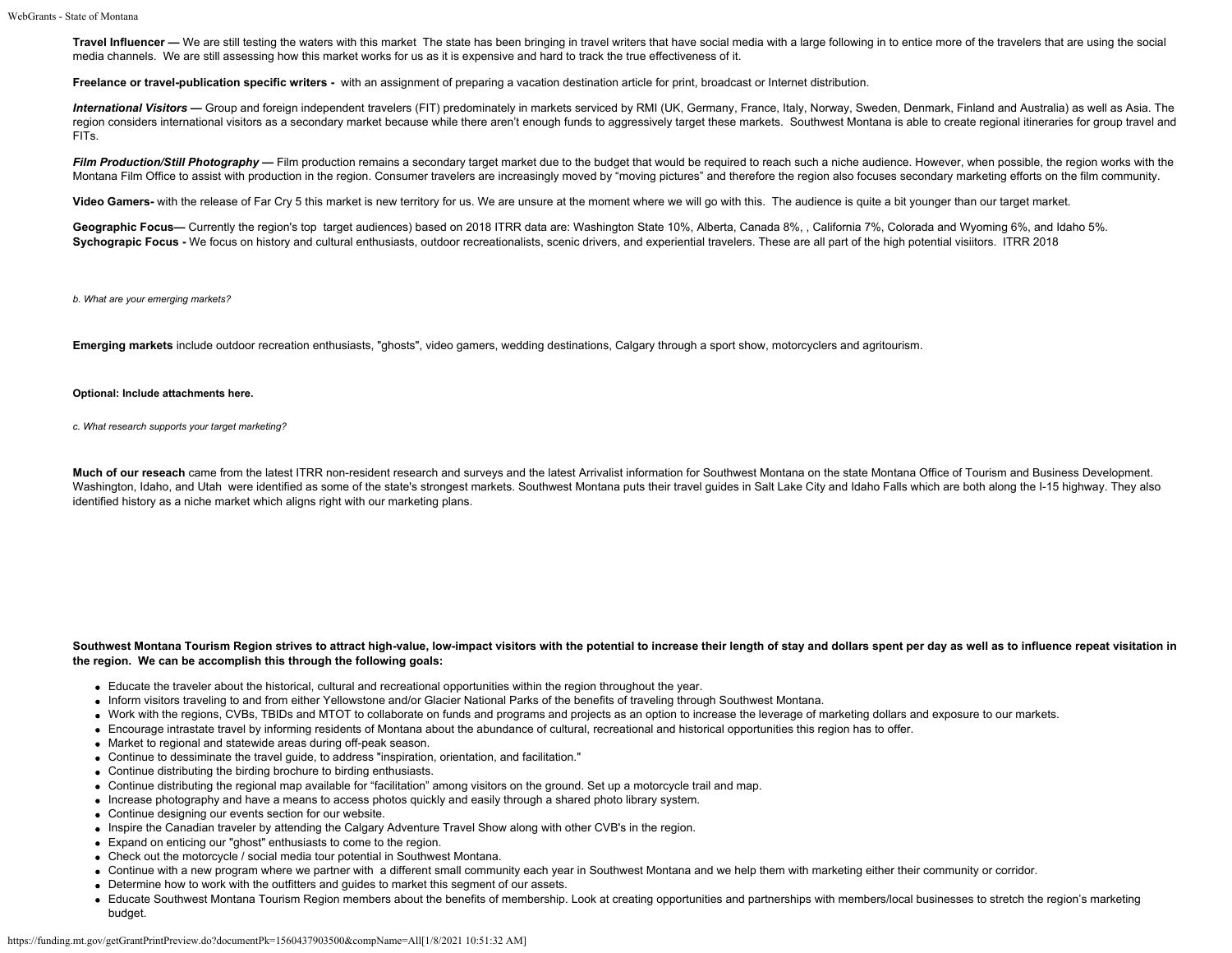**Travel Influencer —** We are still testing the waters with this market The state has been bringing in travel writers that have social media with a large following in to entice more of the travelers that are using the social media channels. We are still assessing how this market works for us as it is expensive and hard to track the true effectiveness of it.

**Freelance or travel-publication specific writers -** with an assignment of preparing a vacation destination article for print, broadcast or Internet distribution.

***International Visitors —*** Group and foreign independent travelers (FIT) predominately in markets serviced by RMI (UK, Germany, France, Italy, Norway, Sweden, Denmark, Finland and Australia) as well as Asia. The region considers international visitors as a secondary market because while there aren't enough funds to aggressively target these markets. Southwest Montana is able to create regional itineraries for group travel and FITs.

***Film Production/Still Photography —*** Film production remains a secondary target market due to the budget that would be required to reach such a niche audience. However, when possible, the region works with the Montana Film Office to assist with production in the region. Consumer travelers are increasingly moved by "moving pictures" and therefore the region also focuses secondary marketing efforts on the film community.

**Video Gamers-** with the release of Far Cry 5 this market is new territory for us. We are unsure at the moment where we will go with this. The audience is quite a bit younger than our target market.

**Geographic Focus—** Currently the region's top target audiences) based on 2018 ITRR data are: Washington State 10%, Alberta, Canada 8%, , California 7%, Colorado and Wyoming 6%, and Idaho 5%.
**Sychograpic Focus -** We focus on history and cultural enthusiasts, outdoor recreationalists, scenic drivers, and experiential travelers. These are all part of the high potential visiitors. ITRR 2018

*b. What are your emerging markets?*

**Emerging markets** include outdoor recreation enthusiasts, "ghosts", video gamers, wedding destinations, Calgary through a sport show, motorcyclers and agritourism.

**Optional: Include attachments here.**

*c. What research supports your target marketing?*

**Much of our reseach** came from the latest ITRR non-resident research and surveys and the latest Arrivalist information for Southwest Montana on the state Montana Office of Tourism and Business Development. Washington, Idaho, and Utah were identified as some of the state's strongest markets. Southwest Montana puts their travel guides in Salt Lake City and Idaho Falls which are both along the I-15 highway. They also identified history as a niche market which aligns right with our marketing plans.

**Southwest Montana Tourism Region strives to attract high-value, low-impact visitors with the potential to increase their length of stay and dollars spent per day as well as to influence repeat visitation in the region. We can be accomplish this through the following goals:**

- Educate the traveler about the historical, cultural and recreational opportunities within the region throughout the year.
- Inform visitors traveling to and from either Yellowstone and/or Glacier National Parks of the benefits of traveling through Southwest Montana.
- Work with the regions, CVBs, TBIDs and MTOT to collaborate on funds and programs and projects as an option to increase the leverage of marketing dollars and exposure to our markets.
- Encourage intrastate travel by informing residents of Montana about the abundance of cultural, recreational and historical opportunities this region has to offer.
- Market to regional and statewide areas during off-peak season.
- Continue to dessiminate the travel guide, to address "inspiration, orientation, and facilitation."
- Continue distributing the birding brochure to birding enthusiasts.
- Continue distributing the regional map available for "facilitation" among visitors on the ground. Set up a motorcycle trail and map.
- Increase photography and have a means to access photos quickly and easily through a shared photo library system.
- Continue designing our events section for our website.
- Inspire the Canadian traveler by attending the Calgary Adventure Travel Show along with other CVB's in the region.
- Expand on enticing our "ghost" enthusiasts to come to the region.
- Check out the motorcycle / social media tour potential in Southwest Montana.
- Continue with a new program where we partner with a different small community each year in Southwest Montana and we help them with marketing either their community or corridor.
- Determine how to work with the outfitters and guides to market this segment of our assets.
- Educate Southwest Montana Tourism Region members about the benefits of membership. Look at creating opportunities and partnerships with members/local businesses to stretch the region's marketing budget.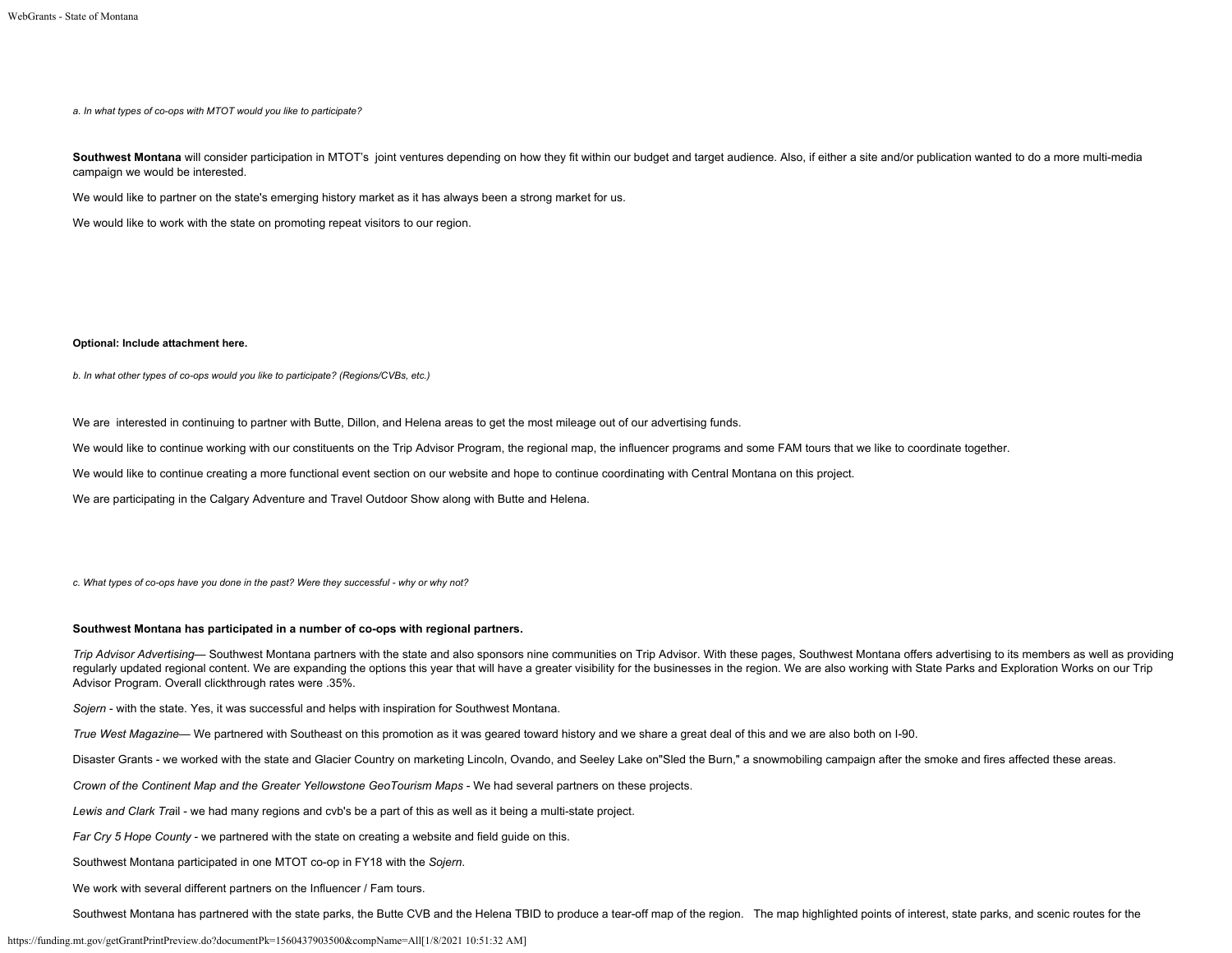*a. In what types of co-ops with MTOT would you like to participate?*

**Southwest Montana** will consider participation in MTOT's joint ventures depending on how they fit within our budget and target audience. Also, if either a site and/or publication wanted to do a more multi-media campaign we would be interested.

We would like to partner on the state's emerging history market as it has always been a strong market for us.

We would like to work with the state on promoting repeat visitors to our region.

**Optional: Include attachment here.**

*b. In what other types of co-ops would you like to participate? (Regions/CVBs, etc.)*

We are interested in continuing to partner with Butte, Dillon, and Helena areas to get the most mileage out of our advertising funds.

We would like to continue working with our constituents on the Trip Advisor Program, the regional map, the influencer programs and some FAM tours that we like to coordinate together.

We would like to continue creating a more functional event section on our website and hope to continue coordinating with Central Montana on this project.

We are participating in the Calgary Adventure and Travel Outdoor Show along with Butte and Helena.

*c. What types of co-ops have you done in the past? Were they successful - why or why not?*

**Southwest Montana has participated in a number of co-ops with regional partners.**

*Trip Advisor Advertising*— Southwest Montana partners with the state and also sponsors nine communities on Trip Advisor. With these pages, Southwest Montana offers advertising to its members as well as providing regularly updated regional content. We are expanding the options this year that will have a greater visibility for the businesses in the region. We are also working with State Parks and Exploration Works on our Trip Advisor Program. Overall clickthrough rates were .35%.

*Sojern* - with the state. Yes, it was successful and helps with inspiration for Southwest Montana.

*True West Magazine*— We partnered with Southeast on this promotion as it was geared toward history and we share a great deal of this and we are also both on I-90.

Disaster Grants - we worked with the state and Glacier Country on marketing Lincoln, Ovando, and Seeley Lake on"Sled the Burn," a snowmobiling campaign after the smoke and fires affected these areas.

*Crown of the Continent Map and the Greater Yellowstone GeoTourism Maps* - We had several partners on these projects.

*Lewis and Clark Trai*l - we had many regions and cvb's be a part of this as well as it being a multi-state project.

*Far Cry 5 Hope County* - we partnered with the state on creating a website and field guide on this.

Southwest Montana participated in one MTOT co-op in FY18 with the *Sojern.*

We work with several different partners on the Influencer / Fam tours.

Southwest Montana has partnered with the state parks, the Butte CVB and the Helena TBID to produce a tear-off map of the region. The map highlighted points of interest, state parks, and scenic routes for the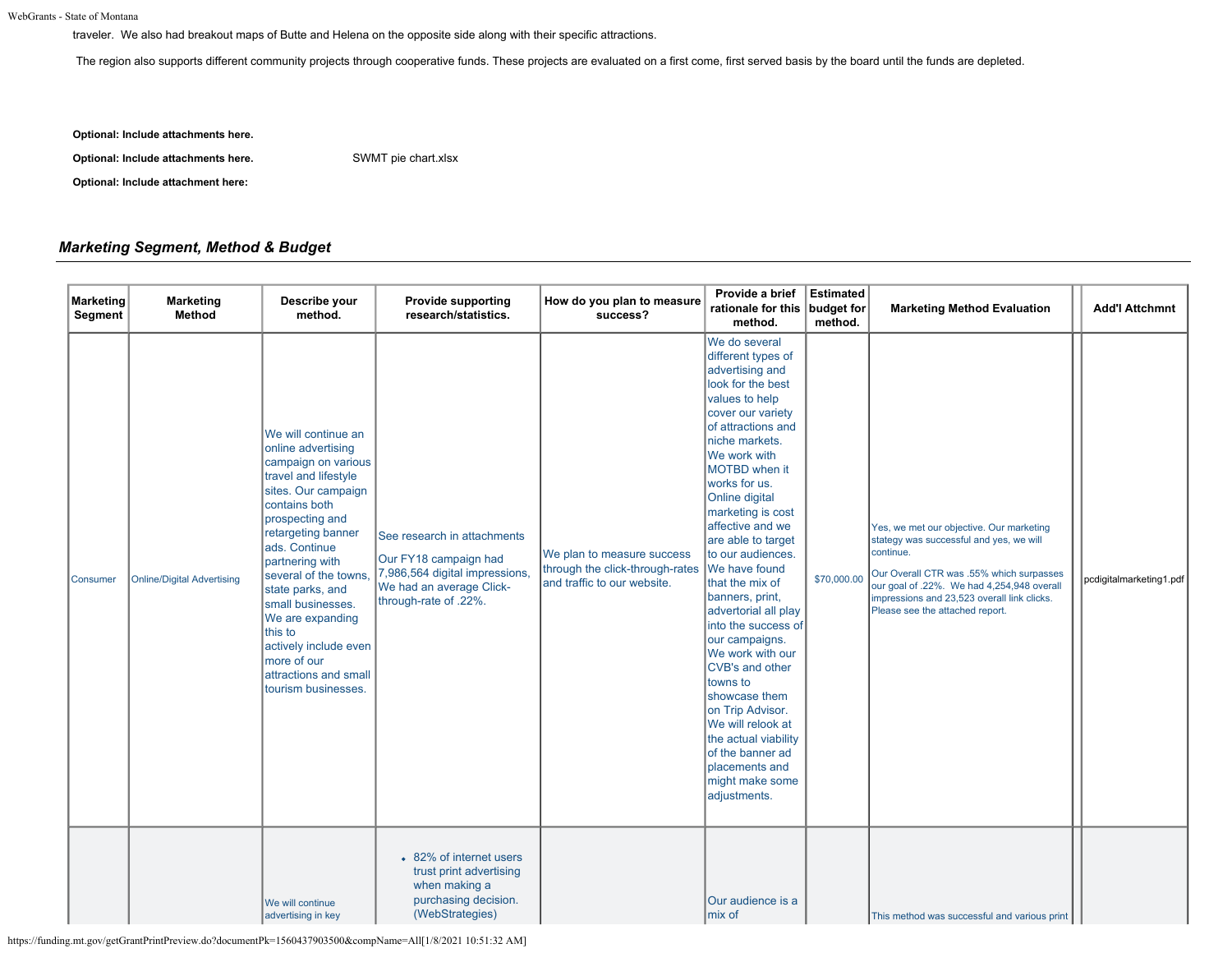traveler. We also had breakout maps of Butte and Helena on the opposite side along with their specific attractions.

The region also supports different community projects through cooperative funds. These projects are evaluated on a first come, first served basis by the board until the funds are depleted.

**Optional: Include attachments here.**

**Optional: Include attachments here.** SWMT pie chart.xlsx

**Optional: Include attachment here:**

## *Marketing Segment, Method & Budget*

| Marketing Segment | Marketing Method | Describe your method. | Provide supporting research/statistics. | How do you plan to measure success? | Provide a brief rationale for this method. | Estimated budget for method. | Marketing Method Evaluation | | Add'l Attchmnt |
|---|---|---|---|---|---|---|---|---|---|
| Consumer | Online/Digital Advertising | We will continue an online advertising campaign on various travel and lifestyle sites. Our campaign contains both prospecting and retargeting banner ads. Continue partnering with several of the towns, state parks, and small businesses. We are expanding this to actively include even more of our attractions and small tourism businesses. | See research in attachments<br><br>Our FY18 campaign had 7,986,564 digital impressions, We had an average Click-through-rate of .22%. | We plan to measure success through the click-through-rates and traffic to our website. | We do several different types of advertising and look for the best values to help cover our variety of attractions and niche markets. We work with MOTBD when it works for us. Online digital marketing is cost affective and we are able to target to our audiences. We have found that the mix of banners, print, advertorial all play into the success of our campaigns. We work with our CVB's and other towns to showcase them on Trip Advisor. We will relook at the actual viability of the banner ad placements and might make some adjustments. | $70,000.00 | Yes, we met our objective. Our marketing stategy was successful and yes, we will continue.<br><br>Our Overall CTR was .55% which surpasses our goal of .22%. We had 4,254,948 overall impressions and 23,523 overall link clicks. Please see the attached report. | | pcdigitalmarketing1.pdf |
| | | We will continue advertising in key | • 82% of internet users trust print advertising when making a purchasing decision. (WebStrategies) | | Our audience is a mix of | | This method was successful and various print | | |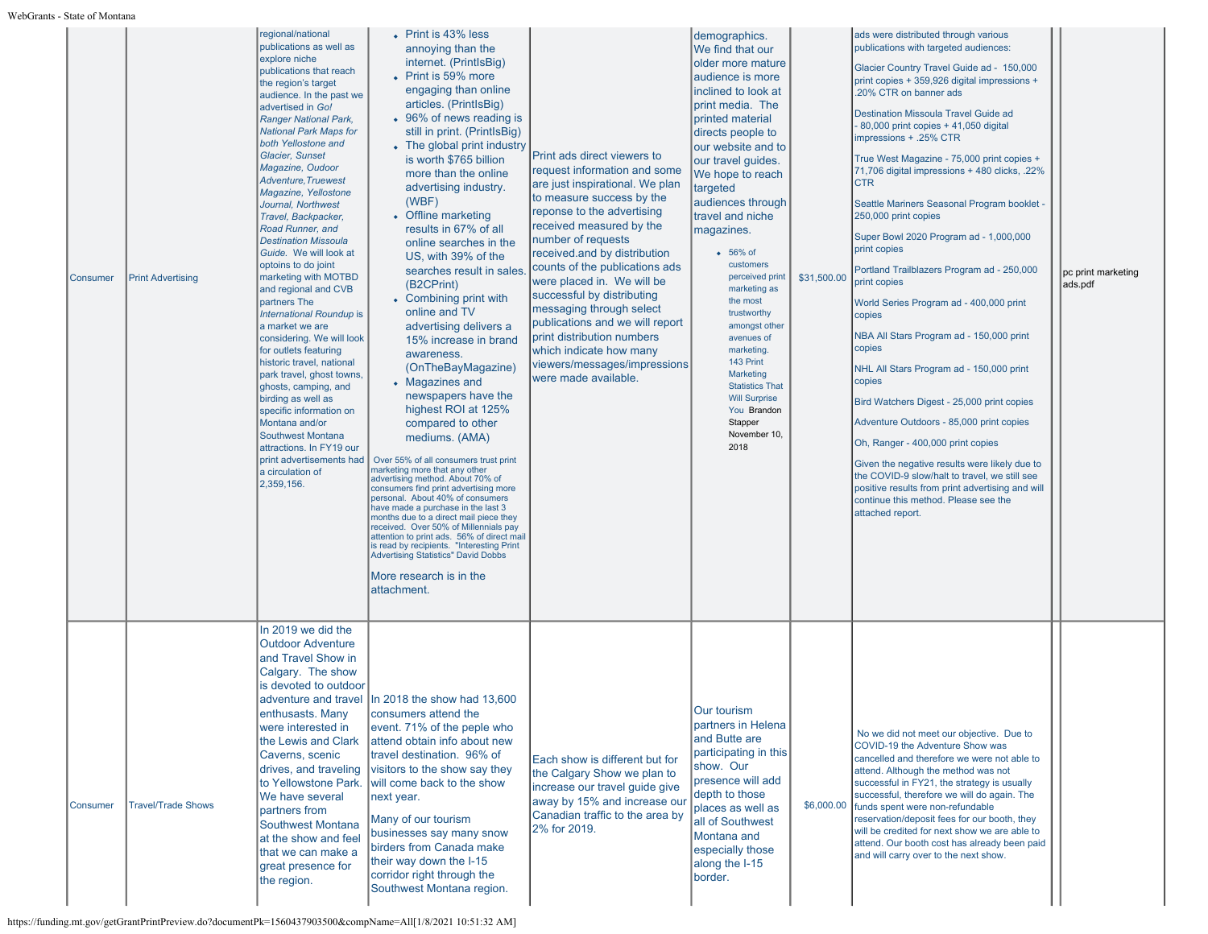| | | | | | | | | | |
|---|---|---|---|---|---|---|---|---|---|
| Consumer | Print Advertising | regional/national publications as well as explore niche publications that reach the region's target audience. In the past we advertised in *Go! Ranger National Park, National Park Maps for both Yellostone and Glacier, Sunset Magazine, Oudoor Adventure,Truewest Magazine, Yellostone Journal, Northwest Travel, Backpacker, Road Runner, and Destination Missoula Guide.* We will look at optoins to do joint marketing with MOTBD and regional and CVB partners The *International Roundup* is a market we are considering. We will look for outlets featuring historic travel, national park travel, ghost towns, ghosts, camping, and birding as well as specific information on Montana and/or Southwest Montana attractions. In FY19 our print advertisements had a circulation of 2,359,156. | <ul><li>Print is 43% less annoying than the internet. (PrintIsBig)</li><li>Print is 59% more engaging than online articles. (PrintIsBig)</li><li>96% of news reading is still in print. (PrintIsBig)</li><li>The global print industry is worth $765 billion more than the online advertising industry. (WBF)</li><li>Offline marketing results in 67% of all online searches in the US, with 39% of the searches result in sales. (B2CPrint)</li><li>Combining print with online and TV advertising delivers a 15% increase in brand awareness. (OnTheBayMagazine)</li><li>Magazines and newspapers have the highest ROI at 125% compared to other mediums. (AMA)</li></ul> Over 55% of all consumers trust print marketing more that any other advertising method. About 70% of consumers find print advertising more personal. About 40% of consumers have made a purchase in the last 3 months due to a direct mail piece they received. Over 50% of Millennials pay attention to print ads. 56% of direct mail is read by recipients. "Interesting Print Advertising Statistics" David Dobbs<br><br>More research is in the attachment. | Print ads direct viewers to request information and some are just inspirational. We plan to measure success by the reponse to the advertising received measured by the number of requests received.and by distribution counts of the publications ads were placed in. We will be successful by distributing messaging through select publications and we will report print distribution numbers which indicate how many viewers/messages/impressions were made available. | demographics. We find that our older more mature audience is more inclined to look at print media. The printed material directs people to our website and to our travel guides. We hope to reach targeted audiences through travel and niche magazines.<ul><li>56% of customers perceived print marketing as the most trustworthy amongst other avenues of marketing. 143 Print Marketing Statistics That Will Surprise You Brandon Stapper November 10, 2018</li></ul> | $31,500.00 | ads were distributed through various publications with targeted audiences:<br><br>Glacier Country Travel Guide ad - 150,000 print copies + 359,926 digital impressions + .20% CTR on banner ads<br><br>Destination Missoula Travel Guide ad - 80,000 print copies + 41,050 digital impressions + .25% CTR<br><br>True West Magazine - 75,000 print copies + 71,706 digital impressions + 480 clicks, .22% CTR<br><br>Seattle Mariners Seasonal Program booklet - 250,000 print copies<br><br>Super Bowl 2020 Program ad - 1,000,000 print copies<br><br>Portland Trailblazers Program ad - 250,000 print copies<br><br>World Series Program ad - 400,000 print copies<br><br>NBA All Stars Program ad - 150,000 print copies<br><br>NHL All Stars Program ad - 150,000 print copies<br><br>Bird Watchers Digest - 25,000 print copies<br><br>Adventure Outdoors - 85,000 print copies<br><br>Oh, Ranger - 400,000 print copies<br><br>Given the negative results were likely due to the COVID-9 slow/halt to travel, we still see positive results from print advertising and will continue this method. Please see the attached report. | | pc print marketing ads.pdf |
| Consumer | Travel/Trade Shows | In 2019 we did the Outdoor Adventure and Travel Show in Calgary. The show is devoted to outdoor adventure and travel enthusasts. Many were interested in the Lewis and Clark Caverns, scenic drives, and traveling to Yellowstone Park. We have several partners from Southwest Montana at the show and feel that we can make a great presence for the region. | In 2018 the show had 13,600 consumers attend the event. 71% of the peple who attend obtain info about new travel destination. 96% of visitors to the show say they will come back to the show next year.<br><br>Many of our tourism businesses say many snow birders from Canada make their way down the I-15 corridor right through the Southwest Montana region. | Each show is different but for the Calgary Show we plan to increase our travel guide give away by 15% and increase our Canadian traffic to the area by 2% for 2019. | Our tourism partners in Helena and Butte are participating in this show. Our presence will add depth to those places as well as all of Southwest Montana and especially those along the I-15 border. | $6,000.00 | No we did not meet our objective. Due to COVID-19 the Adventure Show was cancelled and therefore we were not able to attend. Although the method was not successful in FY21, the strategy is usually successful, therefore we will do again. The funds spent were non-refundable reservation/deposit fees for our booth, they will be credited for next show we are able to attend. Our booth cost has already been paid and will carry over to the next show. | | |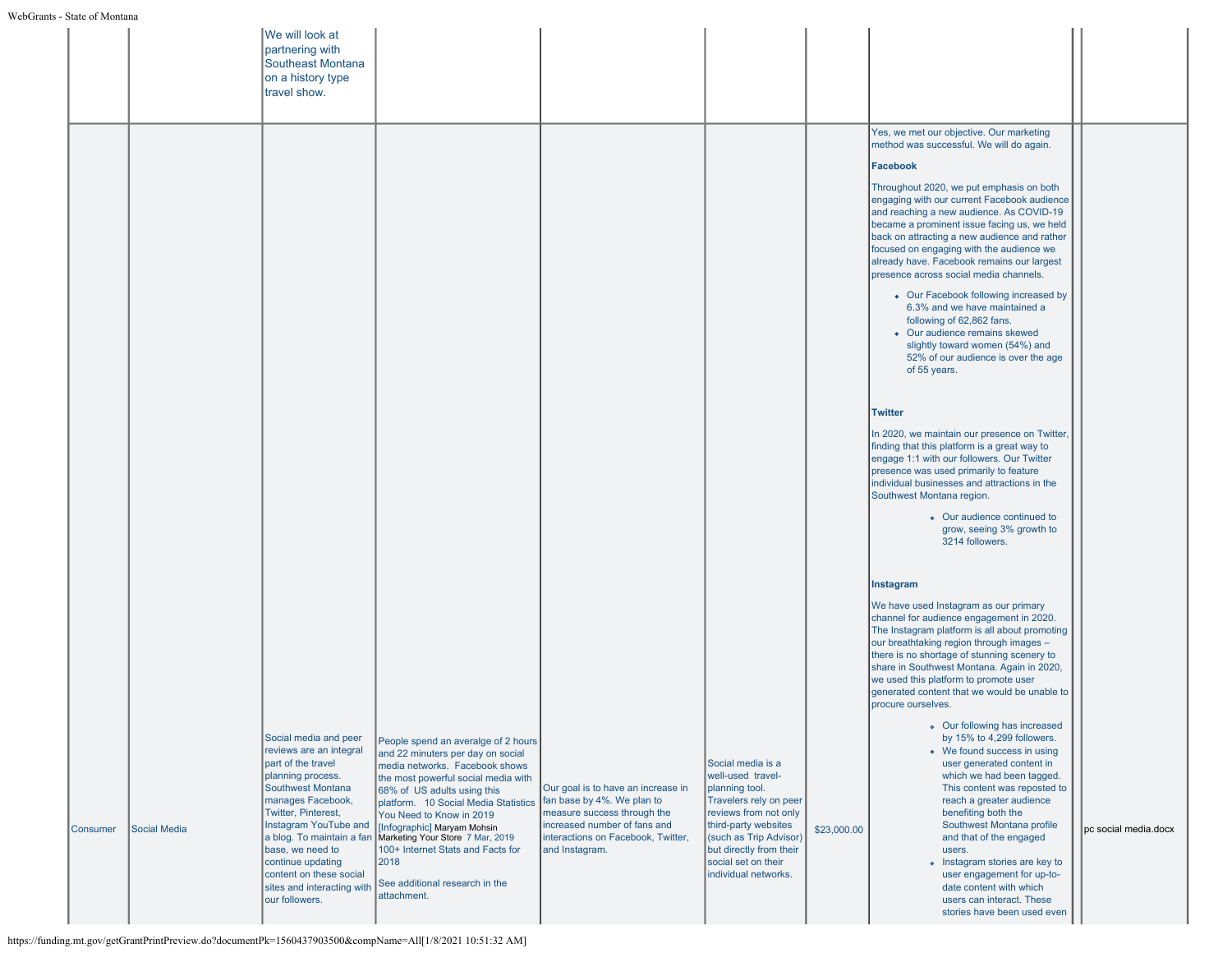| | | | | | | | | |
|---|---|---|---|---|---|---|---|---|
| | | We will look at partnering with Southeast Montana on a history type travel show. | | | | | | |
| Consumer | Social Media | Social media and peer reviews are an integral part of the travel planning process. Southwest Montana manages Facebook, Twitter, Pinterest, Instagram YouTube and a blog. To maintain a fan base, we need to continue updating content on these social sites and interacting with our followers. | People spend an averalge of 2 hours and 22 minutes per day on social media networks. Facebook shows the most powerful social media with 68% of US adults using this platform. 10 Social Media Statistics You Need to Know in 2019 [Infographic] Maryam Mohsin Marketing Your Store 7 Mar, 2019 100+ Internet Stats and Facts for 2018<br><br>See additional research in the attachment. | Our goal is to have an increase in fan base by 4%. We plan to measure success through the increased number of fans and interactions on Facebook, Twitter, and Instagram. | Social media is a well-used travel-planning tool. Travelers rely on peer reviews from not only third-party websites (such as Trip Advisor) but directly from their social set on their individual networks. | $23,000.00 | Yes, we met our objective. Our marketing method was successful. We will do again.<br><br>**Facebook**<br><br>Throughout 2020, we put emphasis on both engaging with our current Facebook audience and reaching a new audience. As COVID-19 became a prominent issue facing us, we held back on attracting a new audience and rather focused on engaging with the audience we already have. Facebook remains our largest presence across social media channels.<br><br>• Our Facebook following increased by 6.3% and we have maintained a following of 62,862 fans.<br>• Our audience remains skewed slightly toward women (54%) and 52% of our audience is over the age of 55 years.<br><br>**Twitter**<br><br>In 2020, we maintain our presence on Twitter, finding that this platform is a great way to engage 1:1 with our followers. Our Twitter presence was used primarily to feature individual businesses and attractions in the Southwest Montana region.<br><br>• Our audience continued to grow, seeing 3% growth to 3214 followers.<br><br>**Instagram**<br><br>We have used Instagram as our primary channel for audience engagement in 2020. The Instagram platform is all about promoting our breathtaking region through images – there is no shortage of stunning scenery to share in Southwest Montana. Again in 2020, we used this platform to promote user generated content that we would be unable to procure ourselves.<br><br>• Our following has increased by 15% to 4,299 followers.<br>• We found success in using user generated content in which we had been tagged. This content was reposted to reach a greater audience benefiting both the Southwest Montana profile and that of the engaged users.<br>• Instagram stories are key to user engagement for up-to-date content with which users can interact. These stories have been used even | pc social media.docx |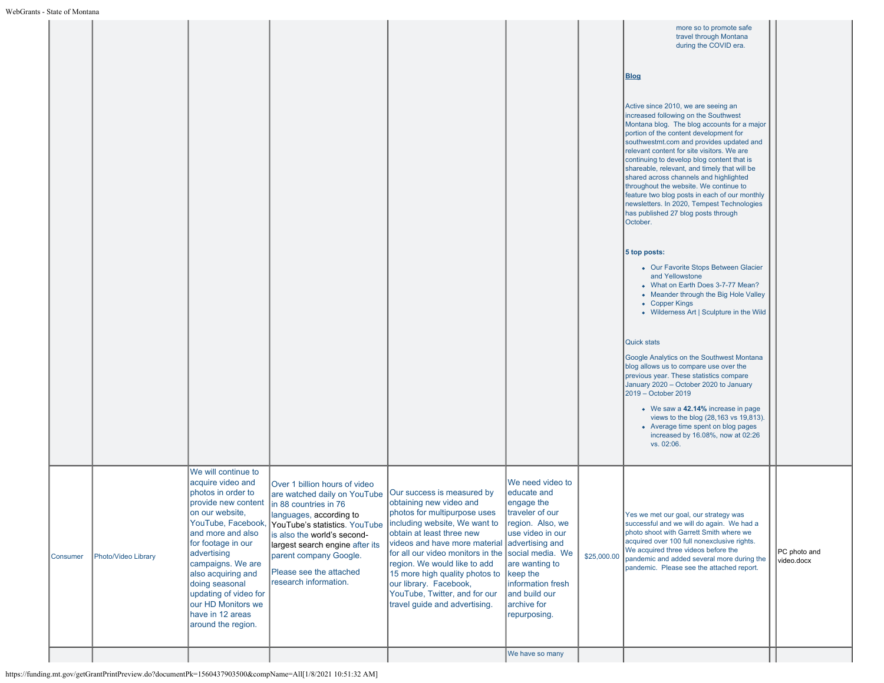| | | | | | | | | | |
|---|---|---|---|---|---|---|---|---|---|
| | | | | | | | more so to promote safe travel through Montana during the COVID era.<br><br>**Blog**<br><br>Active since 2010, we are seeing an increased following on the Southwest Montana blog. The blog accounts for a major portion of the content development for southwestmt.com and provides updated and relevant content for site visitors. We are continuing to develop blog content that is shareable, relevant, and timely that will be shared across channels and highlighted throughout the website. We continue to feature two blog posts in each of our monthly newsletters. In 2020, Tempest Technologies has published 27 blog posts through October.<br><br>**5 top posts:**<br>• Our Favorite Stops Between Glacier and Yellowstone<br>• What on Earth Does 3-7-77 Mean?<br>• Meander through the Big Hole Valley<br>• Copper Kings<br>• Wilderness Art \| Sculpture in the Wild<br><br>Quick stats<br><br>Google Analytics on the Southwest Montana blog allows us to compare use over the previous year. These statistics compare January 2020 – October 2020 to January 2019 – October 2019<br>• We saw a **42.14%** increase in page views to the blog (28,163 vs 19,813).<br>• Average time spent on blog pages increased by 16.08%, now at 02:26 vs. 02:06. | | |
| Consumer | Photo/Video Library | We will continue to acquire video and photos in order to provide new content on our website, YouTube, Facebook, and more and also for footage in our advertising campaigns. We are also acquiring and doing seasonal updating of video for our HD Monitors we have in 12 areas around the region. | Over 1 billion hours of video are watched daily on YouTube in 88 countries in 76 languages, according to YouTube's statistics. YouTube is also the world's second-largest search engine after its parent company Google.<br><br>Please see the attached research information. | Our success is measured by obtaining new video and photos for multipurpose uses including website, We want to obtain at least three new videos and have more material for all our video monitors in the region. We would like to add 15 more high quality photos to our library. Facebook, YouTube, Twitter, and for our travel guide and advertising. | We need video to educate and engage the traveler of our region. Also, we use video in our advertising and social media. We are wanting to keep the information fresh and build our archive for repurposing. | $25,000.00 | Yes we met our goal, our strategy was successful and we will do again. We had a photo shoot with Garrett Smith where we acquired over 100 full nonexclusive rights. We acquired three videos before the pandemic and added several more during the pandemic. Please see the attached report. | | PC photo and video.docx |
| | | | | | We have so many | | | | |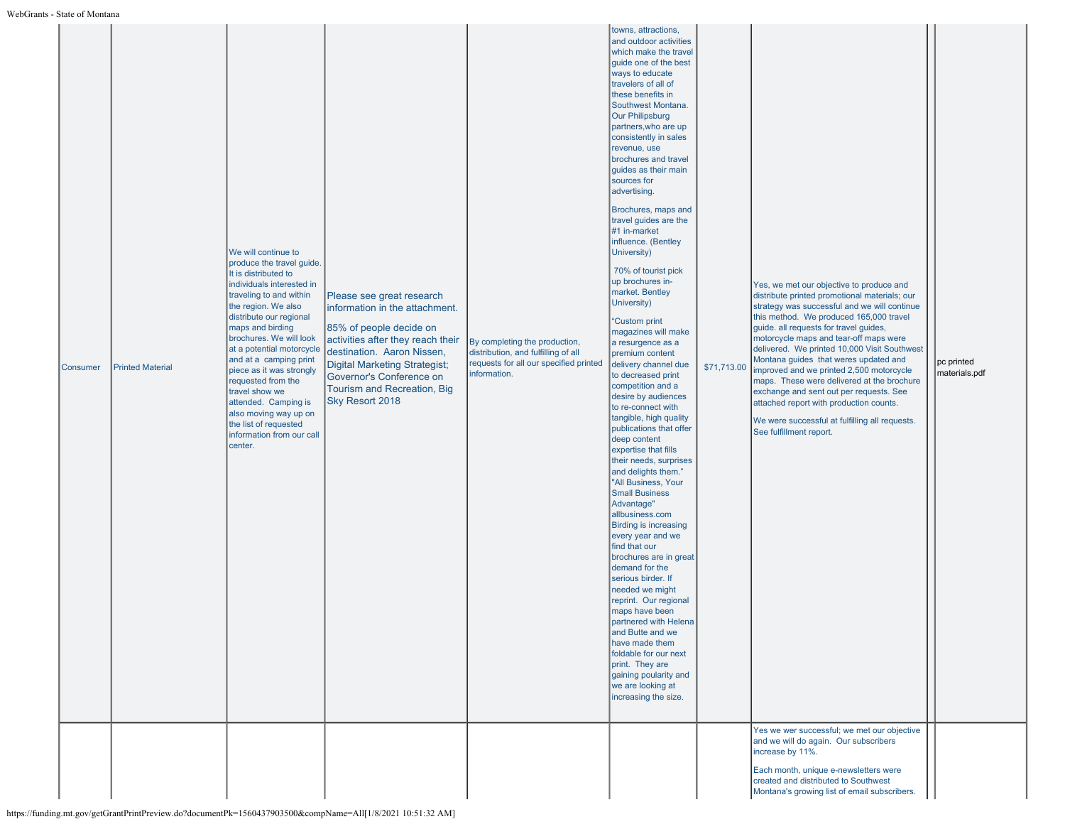| | | | | | | | | | |
|---|---|---|---|---|---|---|---|---|---|
| Consumer | Printed Material | We will continue to produce the travel guide. It is distributed to individuals interested in traveling to and within the region. We also distribute our regional maps and birding brochures. We will look at a potential motorcycle and at a camping print piece as it was strongly requested from the travel show we attended. Camping is also moving way up on the list of requested information from our call center. | Please see great research information in the attachment.<br><br>85% of people decide on activities after they reach their destination. Aaron Nissen, Digital Marketing Strategist; Governor's Conference on Tourism and Recreation, Big Sky Resort 2018 | By completing the production, distribution, and fulfilling of all requests for all our specified printed information. | towns, attractions, and outdoor activities which make the travel guide one of the best ways to educate travelers of all of these benefits in Southwest Montana. Our Philipsburg partners,who are up consistently in sales revenue, use brochures and travel guides as their main sources for advertising.<br><br>Brochures, maps and travel guides are the #1 in-market influence. (Bentley University)<br><br>70% of tourist pick up brochures in-market. Bentley University)<br><br>"Custom print magazines will make a resurgence as a premium content delivery channel due to decreased print competition and a desire by audiences to re-connect with tangible, high quality publications that offer deep content expertise that fills their needs, surprises and delights them." "All Business, Your Small Business Advantage" allbusiness.com Birding is increasing every year and we find that our brochures are in great demand for the serious birder. If needed we might reprint. Our regional maps have been partnered with Helena and Butte and we have made them foldable for our next print. They are gaining poularity and we are looking at increasing the size. | $71,713.00 | Yes, we met our objective to produce and distribute printed promotional materials; our strategy was successful and we will continue this method. We produced 165,000 travel guide. all requests for travel guides, motorcycle maps and tear-off maps were delivered. We printed 10,000 Visit Southwest Montana guides that weres updated and improved and we printed 2,500 motorcycle maps. These were delivered at the brochure exchange and sent out per requests. See attached report with production counts.<br><br>We were successful at fulfilling all requests. See fulfillment report. | | pc printed materials.pdf |
| | | | | | | | Yes we wer successful; we met our objective and we will do again. Our subscribers increase by 11%.<br><br>Each month, unique e-newsletters were created and distributed to Southwest Montana's growing list of email subscribers. | | |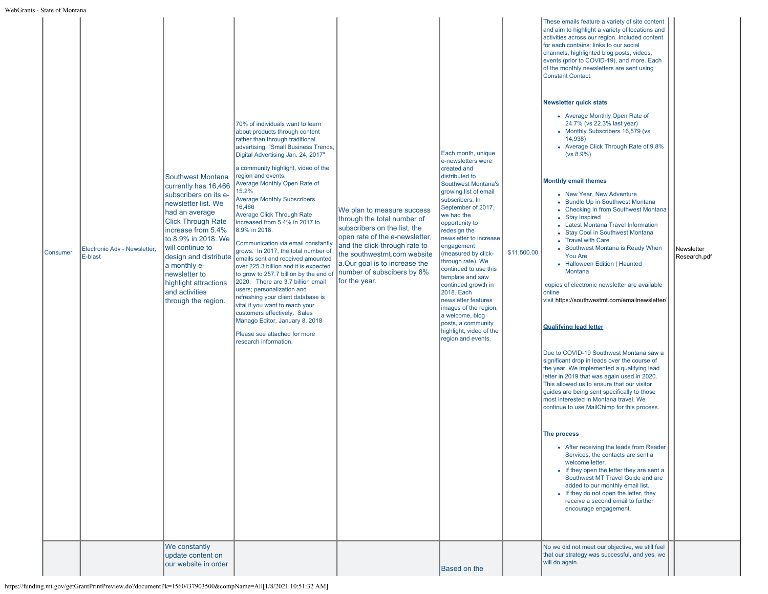| Consumer | Electronic Adv - Newsletter, E-blast | Southwest Montana currently has 16,466 subscribers on its e-newsletter list. We had an average Click Through Rate increase from 5.4% to 8.9% in 2018. We will continue to design and distribute a monthly e-newsletter to highlight attractions and activities through the region. | 70% of individuals want to learn about products through content rather than through traditional advertising. "Small Business Trends, Digital Advertising Jan. 24, 2017"<br><br>a community highlight, video of the region and events.<br>Average Monthly Open Rate of 15.2%<br>Average Monthly Subscribers 16,466<br>Average Click Through Rate increased from 5.4% in 2017 to 8.9% in 2018.<br><br>Communication via email constantly grows. In 2017, the total number of emails sent and received amounted over 225.3 billion and it is expected to grow to 257.7 billion by the end of 2020. There are 3.7 billion email users; personalization and refreshing your client database is vital if you want to reach your customers effectively. Sales Manago Editor, January 8, 2018<br><br>Please see attached for more research information. | We plan to measure success through the total number of subscribers on the list, the open rate of the e-newsletter, and the click-through rate to the southwestmt.com website a.Our goal is to increase the number of subscibers by 8% for the year. | Each month, unique e-newsletters were created and distributed to Southwest Montana's growing list of email subscribers. In September of 2017, we had the opportunity to redesign the newsletter to increase engagement (measured by click-through rate). We continued to use this template and saw continued growth in 2018. Each newsletter features images of the region, a welcome, blog posts, a community highlight, video of the region and events. | $11,500.00 | These emails feature a variety of site content and aim to highlight a variety of locations and activities across our region. Included content for each contains: links to our social channels, highlighted blog posts, videos, events (prior to COVID-19), and more. Each of the monthly newsletters are sent using Constant Contact.<br><br>**Newsletter quick stats**<br>• Average Monthly Open Rate of 24.7% (vs 22.3% last year)<br>• Monthly Subscribers 16,579 (vs 14,938)<br>• Average Click Through Rate of 9.8% (vs 8.9%)<br><br>**Monthly email themes**<br>• New Year, New Adventure<br>• Bundle Up in Southwest Montana<br>• Checking In from Southwest Montana<br>• Stay Inspired<br>• Latest Montana Travel Information<br>• Stay Cool in Southwest Montana<br>• Travel with Care<br>• Southwest Montana is Ready When You Are<br>• Halloween Edition \| Haunted Montana<br><br>copies of electronic newsletter are available online visit https://southwestmt.com/emailnewsletter/<br><br>**Qualifying lead letter**<br><br>Due to COVID-19 Southwest Montana saw a significant drop in leads over the course of the year. We implemented a qualifying lead letter in 2019 that was again used in 2020. This allowed us to ensure that our visitor guides are being sent specifically to those most interested in Montana travel. We continue to use MailChimp for this process.<br><br>**The process**<br>• After receiving the leads from Reader Services, the contacts are sent a welcome letter.<br>• If they open the letter they are sent a Southwest MT Travel Guide and are added to our monthly email list.<br>• If they do not open the letter, they receive a second email to further encourage engagement. | Newsletter Research.pdf |
|---|---|---|---|---|---|---|---|---|
| | | We constantly update content on our website in order | | | Based on the | | No we did not meet our objective, we still feel that our strategy was successful, and yes, we will do again. | |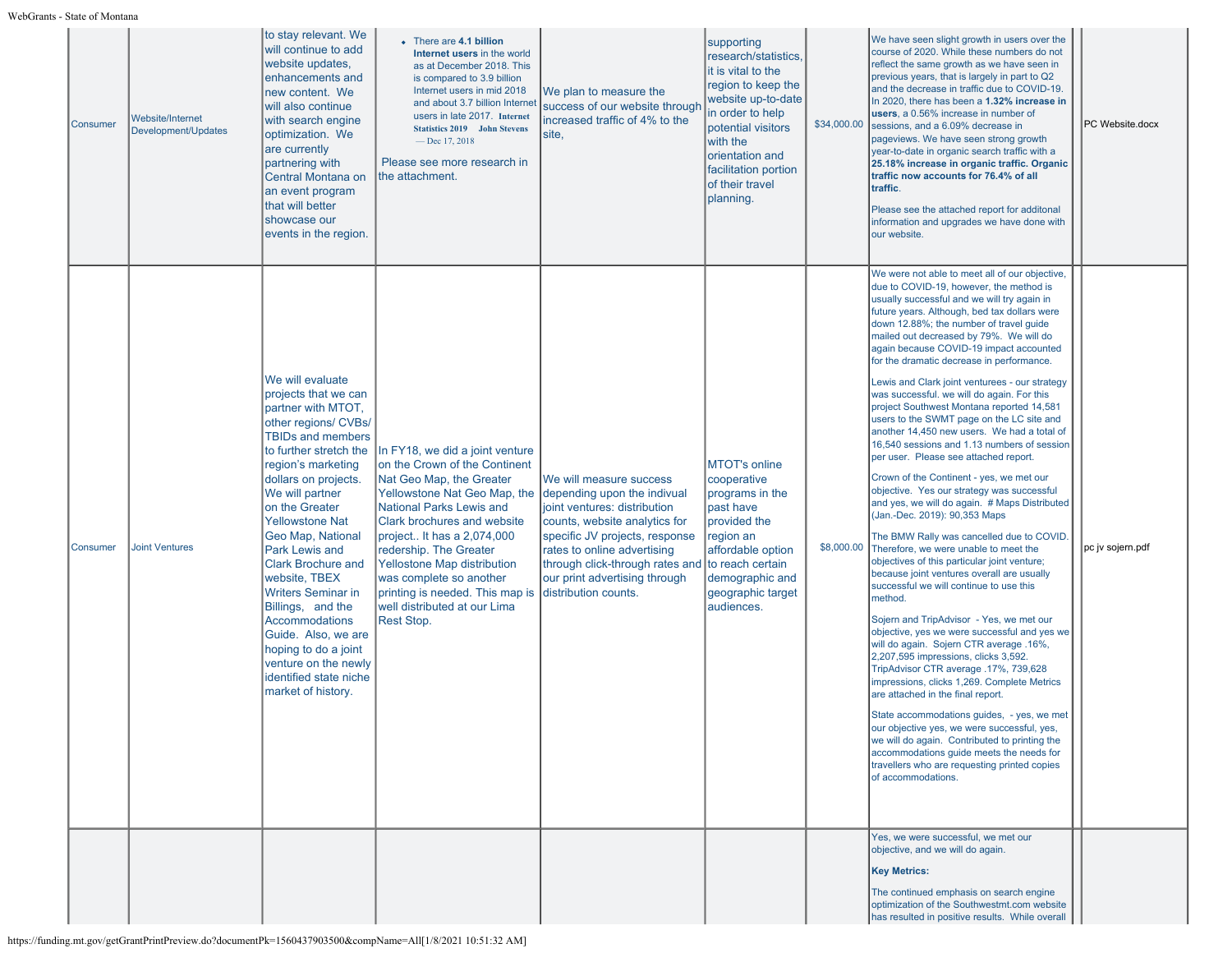| | | | | | | | | | |
|---|---|---|---|---|---|---|---|---|---|
| Consumer | Website/Internet Development/Updates | to stay relevant. We will continue to add website updates, enhancements and new content. We will also continue with search engine optimization. We are currently partnering with Central Montana on an event program that will better showcase our events in the region. | <ul><li>There are **4.1 billion Internet users** in the world as at December 2018. This is compared to 3.9 billion Internet users in mid 2018 and about 3.7 billion Internet users in late 2017. **Internet Statistics 2019 John Stevens** — Dec 17, 2018</li></ul> Please see more research in the attachment. | We plan to measure the success of our website through increased traffic of 4% to the site, | supporting research/statistics, it is vital to the region to keep the website up-to-date in order to help potential visitors with the orientation and facilitation portion of their travel planning. | $34,000.00 | We have seen slight growth in users over the course of 2020. While these numbers do not reflect the same growth as we have seen in previous years, that is largely in part to Q2 and the decrease in traffic due to COVID-19. In 2020, there has been a **1.32% increase in users**, a 0.56% increase in number of sessions, and a 6.09% decrease in pageviews. We have seen strong growth year-to-date in organic search traffic with a **25.18% increase in organic traffic. Organic traffic now accounts for 76.4% of all traffic**.<br><br>Please see the attached report for additonal information and upgrades we have done with our website. | | PC Website.docx |
| Consumer | Joint Ventures | We will evaluate projects that we can partner with MTOT, other regions/ CVBs/ TBIDs and members to further stretch the region's marketing dollars on projects. We will partner on the Greater Yellowstone Nat Geo Map, National Park Lewis and Clark Brochure and website, TBEX Writers Seminar in Billings, and the Accommodations Guide. Also, we are hoping to do a joint venture on the newly identified state niche market of history. | In FY18, we did a joint venture on the Crown of the Continent Nat Geo Map, the Greater Yellowstone Nat Geo Map, the National Parks Lewis and Clark brochures and website project.. It has a 2,074,000 redership. The Greater Yellowstone Map distribution was complete so another printing is needed. This map is well distributed at our Lima Rest Stop. | We will measure success depending upon the indivual joint ventures: distribution counts, website analytics for specific JV projects, response rates to online advertising through click-through rates and our print advertising through distribution counts. | MTOT's online cooperative programs in the past have provided the region an affordable option to reach certain demographic and geographic target audiences. | $8,000.00 | We were not able to meet all of our objective, due to COVID-19, however, the method is usually successful and we will try again in future years. Although, bed tax dollars were down 12.88%; the number of travel guide mailed out decreased by 79%. We will do again because COVID-19 impact accounted for the dramatic decrease in performance.<br><br>Lewis and Clark joint venturees - our strategy was successful. we will do again. For this project Southwest Montana reported 14,581 users to the SWMT page on the LC site and another 14,450 new users. We had a total of 16,540 sessions and 1.13 numbers of session per user. Please see attached report.<br><br>Crown of the Continent - yes, we met our objective. Yes our strategy was successful and yes, we will do again. # Maps Distributed (Jan.-Dec. 2019): 90,353 Maps<br><br>The BMW Rally was cancelled due to COVID. Therefore, we were unable to meet the objectives of this particular joint venture; because joint ventures overall are usually successful we will continue to use this method.<br><br>Sojern and TripAdvisor - Yes, we met our objective, yes we were successful and yes we will do again. Sojern CTR average .16%, 2,207,595 impressions, clicks 3,592. TripAdvisor CTR average .17%, 739,628 impressions, clicks 1,269. Complete Metrics are attached in the final report.<br><br>State accommodations guides, - yes, we met our objective yes, we were successful, yes, we will do again. Contributed to printing the accommodations guide meets the needs for travellers who are requesting printed copies of accommodations. | | pc jv sojern.pdf |
| | | | | | | | Yes, we were successful, we met our objective, and we will do again.<br><br>**Key Metrics:**<br><br>The continued emphasis on search engine optimization of the Southwestmt.com website has resulted in positive results. While overall | | |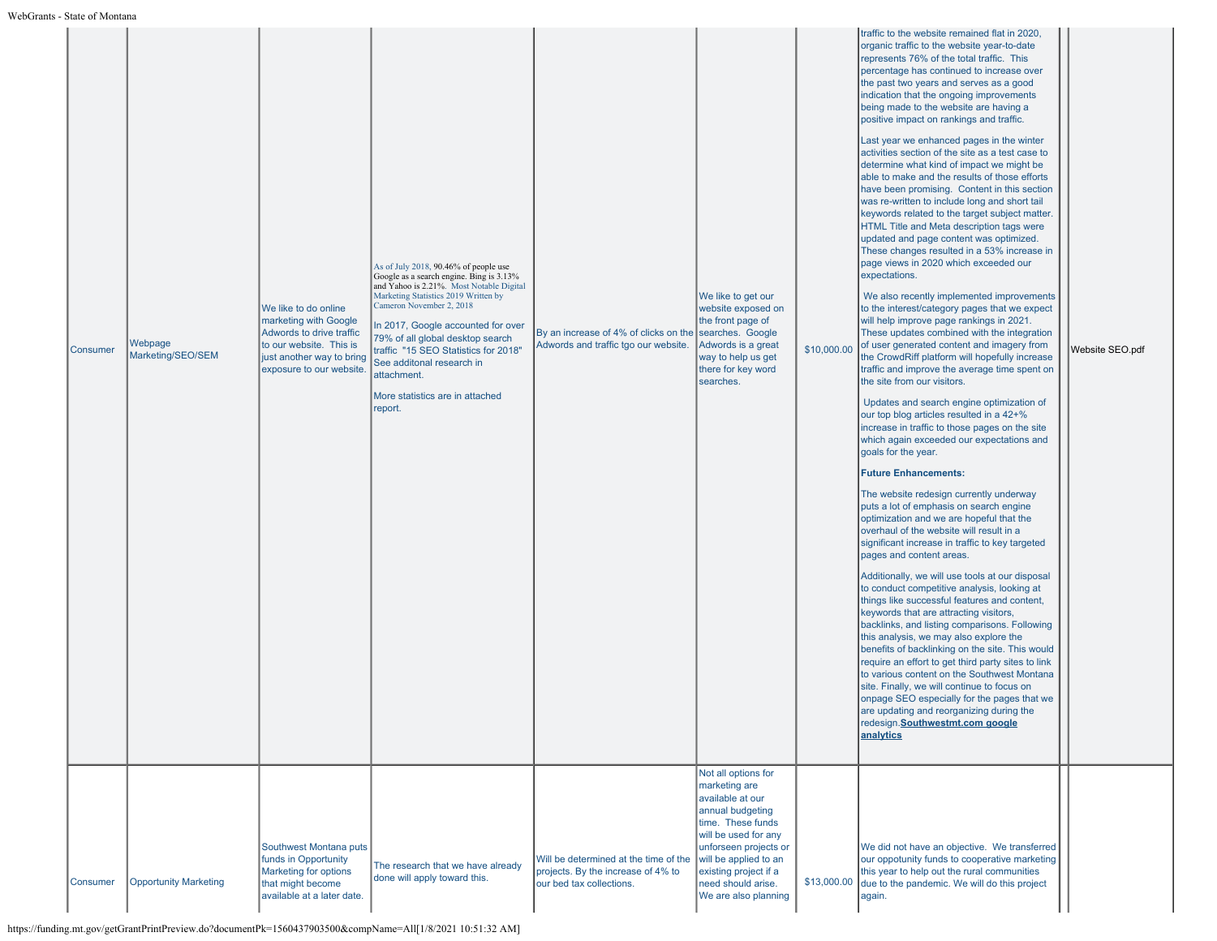| | | | | | | | | | |
|---|---|---|---|---|---|---|---|---|---|
| Consumer | Webpage Marketing/SEO/SEM | We like to do online marketing with Google Adwords to drive traffic to our website. This is just another way to bring exposure to our website. | As of July 2018, 90.46% of people use Google as a search engine. Bing is 3.13% and Yahoo is 2.21%. Most Notable Digital Marketing Statistics 2019 Written by Cameron November 2, 2018<br><br>In 2017, Google accounted for over 79% of all global desktop search traffic "15 SEO Statistics for 2018" See additonal research in attachment.<br><br>More statistics are in attached report. | By an increase of 4% of clicks on the Adwords and traffic tgo our website. | We like to get our website exposed on the front page of searches. Google Adwords is a great way to help us get there for key word searches. | $10,000.00 | traffic to the website remained flat in 2020, organic traffic to the website year-to-date represents 76% of the total traffic. This percentage has continued to increase over the past two years and serves as a good indication that the ongoing improvements being made to the website are having a positive impact on rankings and traffic.<br><br>Last year we enhanced pages in the winter activities section of the site as a test case to determine what kind of impact we might be able to make and the results of those efforts have been promising. Content in this section was re-written to include long and short tail keywords related to the target subject matter. HTML Title and Meta description tags were updated and page content was optimized. These changes resulted in a 53% increase in page views in 2020 which exceeded our expectations.<br><br>We also recently implemented improvements to the interest/category pages that we expect will help improve page rankings in 2021. These updates combined with the integration of user generated content and imagery from the CrowdRiff platform will hopefully increase traffic and improve the average time spent on the site from our visitors.<br><br>Updates and search engine optimization of our top blog articles resulted in a 42+% increase in traffic to those pages on the site which again exceeded our expectations and goals for the year.<br><br>**Future Enhancements:**<br><br>The website redesign currently underway puts a lot of emphasis on search engine optimization and we are hopeful that the overhaul of the website will result in a significant increase in traffic to key targeted pages and content areas.<br><br>Additionally, we will use tools at our disposal to conduct competitive analysis, looking at things like successful features and content, keywords that are attracting visitors, backlinks, and listing comparisons. Following this analysis, we may also explore the benefits of backlinking on the site. This would require an effort to get third party sites to link to various content on the Southwest Montana site. Finally, we will continue to focus on onpage SEO especially for the pages that we are updating and reorganizing during the redesign.**Southwestmt.com google analytics** | | Website SEO.pdf |
| Consumer | Opportunity Marketing | Southwest Montana puts funds in Opportunity Marketing for options that might become available at a later date. | The research that we have already done will apply toward this. | Will be determined at the time of the projects. By the increase of 4% to our bed tax collections. | Not all options for marketing are available at our annual budgeting time. These funds will be used for any unforseen projects or will be applied to an existing project if a need should arise. We are also planning | $13,000.00 | We did not have an objective. We transferred our oppotunity funds to cooperative marketing this year to help out the rural communities due to the pandemic. We will do this project again. | | |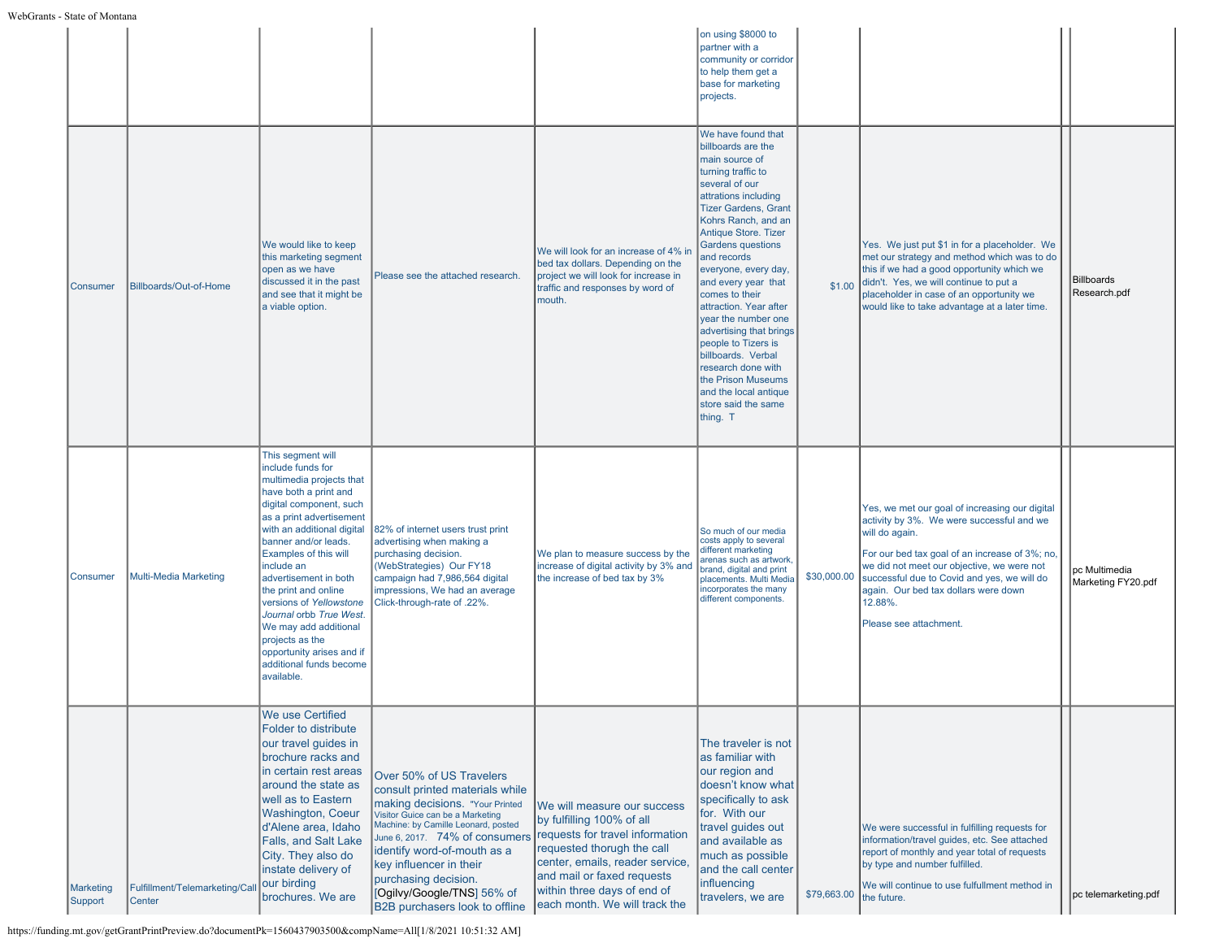| | | | | | | | | | |
|---|---|---|---|---|---|---|---|---|---|
| | | | | | on using $8000 to partner with a community or corridor to help them get a base for marketing projects. | | | | |
| Consumer | Billboards/Out-of-Home | We would like to keep this marketing segment open as we have discussed it in the past and see that it might be a viable option. | Please see the attached research. | We will look for an increase of 4% in bed tax dollars. Depending on the project we will look for increase in traffic and responses by word of mouth. | We have found that billboards are the main source of turning traffic to several of our attrations including Tizer Gardens, Grant Kohrs Ranch, and an Antique Store. Tizer Gardens questions and records everyone, every day, and every year that comes to their attraction. Year after year the number one advertising that brings people to Tizers is billboards. Verbal research done with the Prison Museums and the local antique store said the same thing. T | $1.00 | Yes. We just put $1 in for a placeholder. We met our strategy and method which was to do this if we had a good opportunity which we didn't. Yes, we will continue to put a placeholder in case of an opportunity we would like to take advantage at a later time. | | Billboards Research.pdf |
| Consumer | Multi-Media Marketing | This segment will include funds for multimedia projects that have both a print and digital component, such as a print advertisement with an additional digital banner and/or leads. Examples of this will include an advertisement in both the print and online versions of *Yellowstone Journal* orbb *True West*. We may add additional projects as the opportunity arises and if additional funds become available. | 82% of internet users trust print advertising when making a purchasing decision. (WebStrategies) Our FY18 campaign had 7,986,564 digital impressions, We had an average Click-through-rate of .22%. | We plan to measure success by the increase of digital activity by 3% and the increase of bed tax by 3% | So much of our media costs apply to several different marketing arenas such as artwork, brand, digital and print placements. Multi Media incorporates the many different components. | $30,000.00 | Yes, we met our goal of increasing our digital activity by 3%. We were successful and we will do again.<br><br>For our bed tax goal of an increase of 3%; no, we did not meet our objective, we were not successful due to Covid and yes, we will do again. Our bed tax dollars were down 12.88%.<br><br>Please see attachment. | | pc Multimedia Marketing FY20.pdf |
| Marketing Support | Fulfillment/Telemarketing/Call Center | We use Certified Folder to distribute our travel guides in brochure racks and in certain rest areas around the state as well as to Eastern Washington, Coeur d'Alene area, Idaho Falls, and Salt Lake City. They also do instate delivery of our birding brochures. We are | Over 50% of US Travelers consult printed materials while making decisions. "Your Printed Visitor Guice can be a Marketing Machine: by Camille Leonard, posted June 6, 2017. 74% of consumers identify word-of-mouth as a key influencer in their purchasing decision. [Ogilvy/Google/TNS] 56% of B2B purchasers look to offline | We will measure our success by fulfilling 100% of all requests for travel information requested thorugh the call center, emails, reader service, and mail or faxed requests within three days of end of each month. We will track the | The traveler is not as familiar with our region and doesn't know what specifically to ask for. With our travel guides out and available as much as possible and the call center influencing travelers, we are | $79,663.00 | We were successful in fulfilling requests for information/travel guides, etc. See attached report of monthly and year total of requests by type and number fulfilled.<br><br>We will continue to use fulfullment method in the future. | | pc telemarketing.pdf |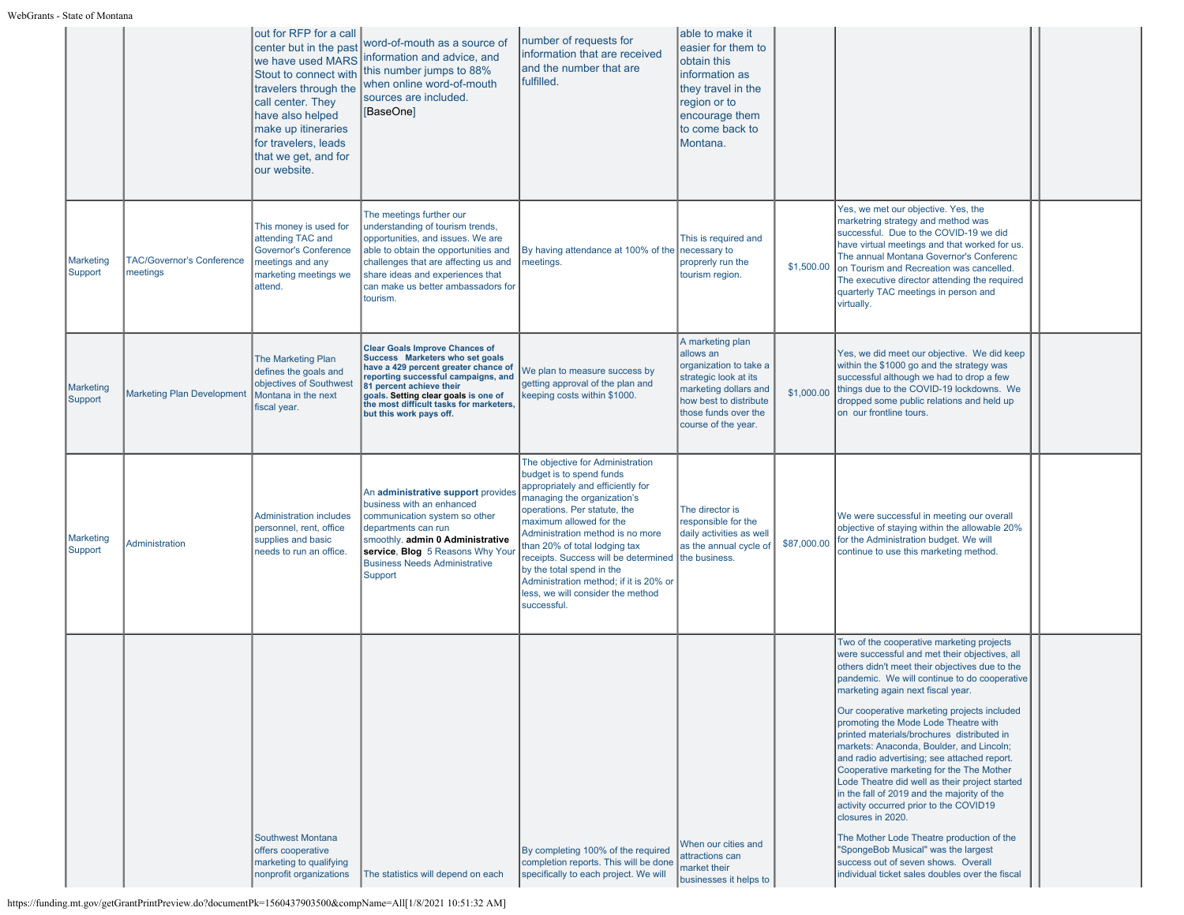| | | | | | | | | | |
|---|---|---|---|---|---|---|---|---|---|
| | | out for RFP for a call center but in the past we have used MARS Stout to connect with travelers through the call center. They have also helped make up itineraries for travelers, leads that we get, and for our website. | word-of-mouth as a source of information and advice, and this number jumps to 88% when online word-of-mouth sources are included. [BaseOne] | number of requests for information that are received and the number that are fulfilled. | able to make it easier for them to obtain this information as they travel in the region or to encourage them to come back to Montana. | | | | |
| Marketing Support | TAC/Governor's Conference meetings | This money is used for attending TAC and Governor's Conference meetings and any marketing meetings we attend. | The meetings further our understanding of tourism trends, opportunities, and issues. We are able to obtain the opportunities and challenges that are affecting us and share ideas and experiences that can make us better ambassadors for tourism. | By having attendance at 100% of the meetings. | This is required and necessary to proprerly run the tourism region. | $1,500.00 | Yes, we met our objective. Yes, the marketring strategy and method was successful. Due to the COVID-19 we did have virtual meetings and that worked for us. The annual Montana Governor's Conferenc on Tourism and Recreation was cancelled. The executive director attending the required quarterly TAC meetings in person and virtually. | | |
| Marketing Support | Marketing Plan Development | The Marketing Plan defines the goals and objectives of Southwest Montana in the next fiscal year. | **Clear Goals Improve Chances of Success Marketers who set goals have a 429 percent greater chance of reporting successful campaigns, and 81 percent achieve their goals. Setting clear goals is one of the most difficult tasks for marketers, but this work pays off.** | We plan to measure success by getting approval of the plan and keeping costs within $1000. | A marketing plan allows an organization to take a strategic look at its marketing dollars and how best to distribute those funds over the course of the year. | $1,000.00 | Yes, we did meet our objective. We did keep within the $1000 go and the strategy was successful although we had to drop a few things due to the COVID-19 lockdowns. We dropped some public relations and held up on our frontline tours. | | |
| Marketing Support | Administration | Administration includes personnel, rent, office supplies and basic needs to run an office. | An **administrative support** provides business with an enhanced communication system so other departments can run smoothly. **admin 0 Administrative service**, **Blog** 5 Reasons Why Your Business Needs Administrative Support | The objective for Administration budget is to spend funds appropriately and efficiently for managing the organization's operations. Per statute, the maximum allowed for the Administration method is no more than 20% of total lodging tax receipts. Success will be determined by the total spend in the Administration method; if it is 20% or less, we will consider the method successful. | The director is responsible for the daily activities as well as the annual cycle of the business. | $87,000.00 | We were successful in meeting our overall objective of staying within the allowable 20% for the Administration budget. We will continue to use this marketing method. | | |
| | | Southwest Montana offers cooperative marketing to qualifying nonprofit organizations | The statistics will depend on each | By completing 100% of the required completion reports. This will be done specifically to each project. We will | When our cities and attractions can market their businesses it helps to | | Two of the cooperative marketing projects were successful and met their objectives, all others didn't meet their objectives due to the pandemic. We will continue to do cooperative marketing again next fiscal year.<br><br>Our cooperative marketing projects included promoting the Mode Lode Theatre with printed materials/brochures distributed in markets: Anaconda, Boulder, and Lincoln; and radio advertising; see attached report. Cooperative marketing for the The Mother Lode Theatre did well as their project started in the fall of 2019 and the majority of the activity occurred prior to the COVID19 closures in 2020.<br><br>The Mother Lode Theatre production of the "SpongeBob Musical" was the largest success out of seven shows. Overall individual ticket sales doubles over the fiscal | | |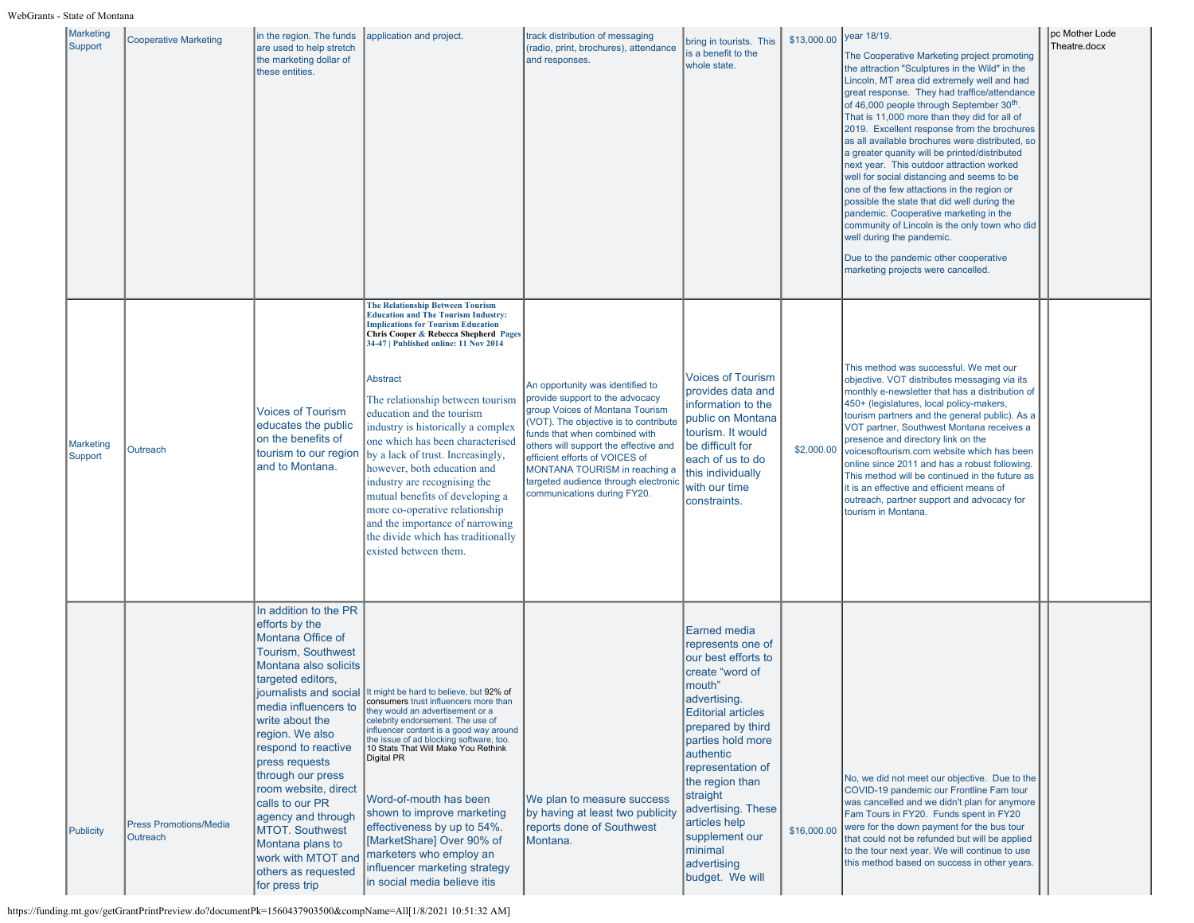| | | | | | | | | | |
|---|---|---|---|---|---|---|---|---|---|
| Marketing Support | Cooperative Marketing | in the region. The funds are used to help stretch the marketing dollar of these entities. | application and project. | track distribution of messaging (radio, print, brochures), attendance and responses. | bring in tourists. This is a benefit to the whole state. | $13,000.00 | year 18/19.<br><br>The Cooperative Marketing project promoting the attraction "Sculptures in the Wild" in the Lincoln, MT area did extremely well and had great response. They had traffice/attendance of 46,000 people through September 30th. That is 11,000 more than they did for all of 2019. Excellent response from the brochures as all available brochures were distributed, so a greater quanity will be printed/distributed next year. This outdoor attraction worked well for social distancing and seems to be one of the few attactions in the region or possible the state that did well during the pandemic. Cooperative marketing in the community of Lincoln is the only town who did well during the pandemic.<br><br>Due to the pandemic other cooperative marketing projects were cancelled. | | pc Mother Lode Theatre.docx |
| Marketing Support | Outreach | Voices of Tourism educates the public on the benefits of tourism to our region and to Montana. | **The Relationship Between Tourism Education and The Tourism Industry: Implications for Tourism Education** **Chris Cooper & Rebecca Shepherd Pages 34-47 \| Published online: 11 Nov 2014**<br><br>Abstract<br><br>The relationship between tourism education and the tourism industry is historically a complex one which has been characterised by a lack of trust. Increasingly, however, both education and industry are recognising the mutual benefits of developing a more co-operative relationship and the importance of narrowing the divide which has traditionally existed between them. | An opportunity was identified to provide support to the advocacy group Voices of Montana Tourism (VOT). The objective is to contribute funds that when combined with others will support the effective and efficient efforts of VOICES of MONTANA TOURISM in reaching a targeted audience through electronic communications during FY20. | Voices of Tourism provides data and information to the public on Montana tourism. It would be difficult for each of us to do this individually with our time constraints. | $2,000.00 | This method was successful. We met our objective. VOT distributes messaging via its monthly e-newsletter that has a distribution of 450+ (legislatures, local policy-makers, tourism partners and the general public). As a VOT partner, Southwest Montana receives a presence and directory link on the voicesoftourism.com website which has been online since 2011 and has a robust following. This method will be continued in the future as it is an effective and efficient means of outreach, partner support and advocacy for tourism in Montana. | | |
| Publicity | Press Promotions/Media Outreach | In addition to the PR efforts by the Montana Office of Tourism, Southwest Montana also solicits targeted editors, journalists and social media influencers to write about the region. We also respond to reactive press requests through our press room website, direct calls to our PR agency and through MTOT. Southwest Montana plans to work with MTOT and others as requested for press trip | It might be hard to believe, but 92% of consumers trust influencers more than they would an advertisement or a celebrity endorsement. The use of influencer content is a good way around the issue of ad blocking software, too. 10 Stats That Will Make You Rethink Digital PR<br><br>Word-of-mouth has been shown to improve marketing effectiveness by up to 54%. [MarketShare] Over 90% of marketers who employ an influencer marketing strategy in social media believe itis | We plan to measure success by having at least two publicity reports done of Southwest Montana. | Earned media represents one of our best efforts to create "word of mouth" advertising. Editorial articles prepared by third parties hold more authentic representation of the region than straight advertising. These articles help supplement our minimal advertising budget. We will | $16,000.00 | No, we did not meet our objective. Due to the COVID-19 pandemic our Frontline Fam tour was cancelled and we didn't plan for anymore Fam Tours in FY20. Funds spent in FY20 were for the down payment for the bus tour that could not be refunded but will be applied to the tour next year. We will continue to use this method based on success in other years. | | |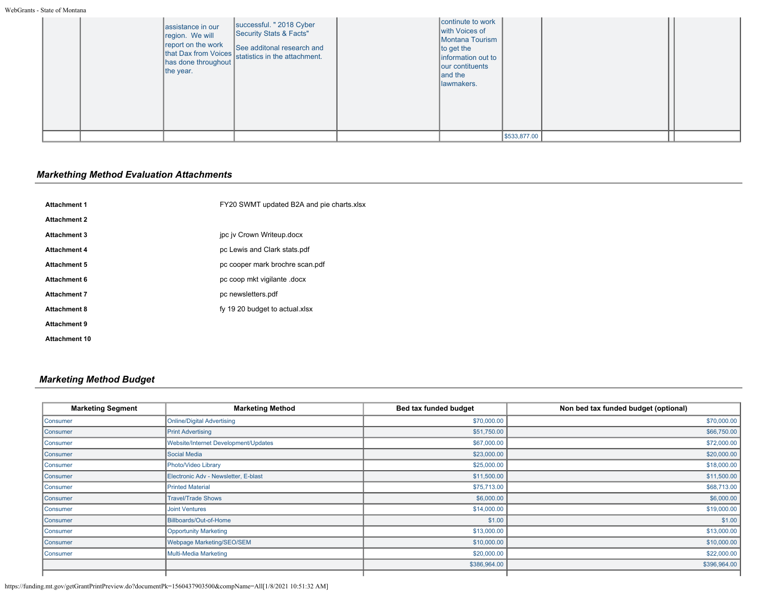| | | | | | | | | | |
|---|---|---|---|---|---|---|---|---|---|
| | | assistance in our region. We will report on the work that Dax from Voices has done throughout the year. | successful. " 2018 Cyber Security Stats & Facts"<br><br>See additonal research and statistics in the attachment. | | continute to work with Voices of Montana Tourism to get the information out to our contituents and the lawmakers. | | | | |
| | | | | | | $533,877.00 | | | |

## *Markething Method Evaluation Attachments*

| | |
|---|---|
| **Attachment 1** | FY20 SWMT updated B2A and pie charts.xlsx |
| **Attachment 2** | |
| **Attachment 3** | jpc jv Crown Writeup.docx |
| **Attachment 4** | pc Lewis and Clark stats.pdf |
| **Attachment 5** | pc cooper mark brochre scan.pdf |
| **Attachment 6** | pc coop mkt vigilante .docx |
| **Attachment 7** | pc newsletters.pdf |
| **Attachment 8** | fy 19 20 budget to actual.xlsx |
| **Attachment 9** | |
| **Attachment 10** | |

## *Marketing Method Budget*

| Marketing Segment | Marketing Method | Bed tax funded budget | Non bed tax funded budget (optional) |
|---|---|---|---|
| Consumer | Online/Digital Advertising | $70,000.00 | $70,000.00 |
| Consumer | Print Advertising | $51,750.00 | $66,750.00 |
| Consumer | Website/Internet Development/Updates | $67,000.00 | $72,000.00 |
| Consumer | Social Media | $23,000.00 | $20,000.00 |
| Consumer | Photo/Video Library | $25,000.00 | $18,000.00 |
| Consumer | Electronic Adv - Newsletter, E-blast | $11,500.00 | $11,500.00 |
| Consumer | Printed Material | $75,713.00 | $68,713.00 |
| Consumer | Travel/Trade Shows | $6,000.00 | $6,000.00 |
| Consumer | Joint Ventures | $14,000.00 | $19,000.00 |
| Consumer | Billboards/Out-of-Home | $1.00 | $1.00 |
| Consumer | Opportunity Marketing | $13,000.00 | $13,000.00 |
| Consumer | Webpage Marketing/SEO/SEM | $10,000.00 | $10,000.00 |
| Consumer | Multi-Media Marketing | $20,000.00 | $22,000.00 |
| | | $386,964.00 | $396,964.00 |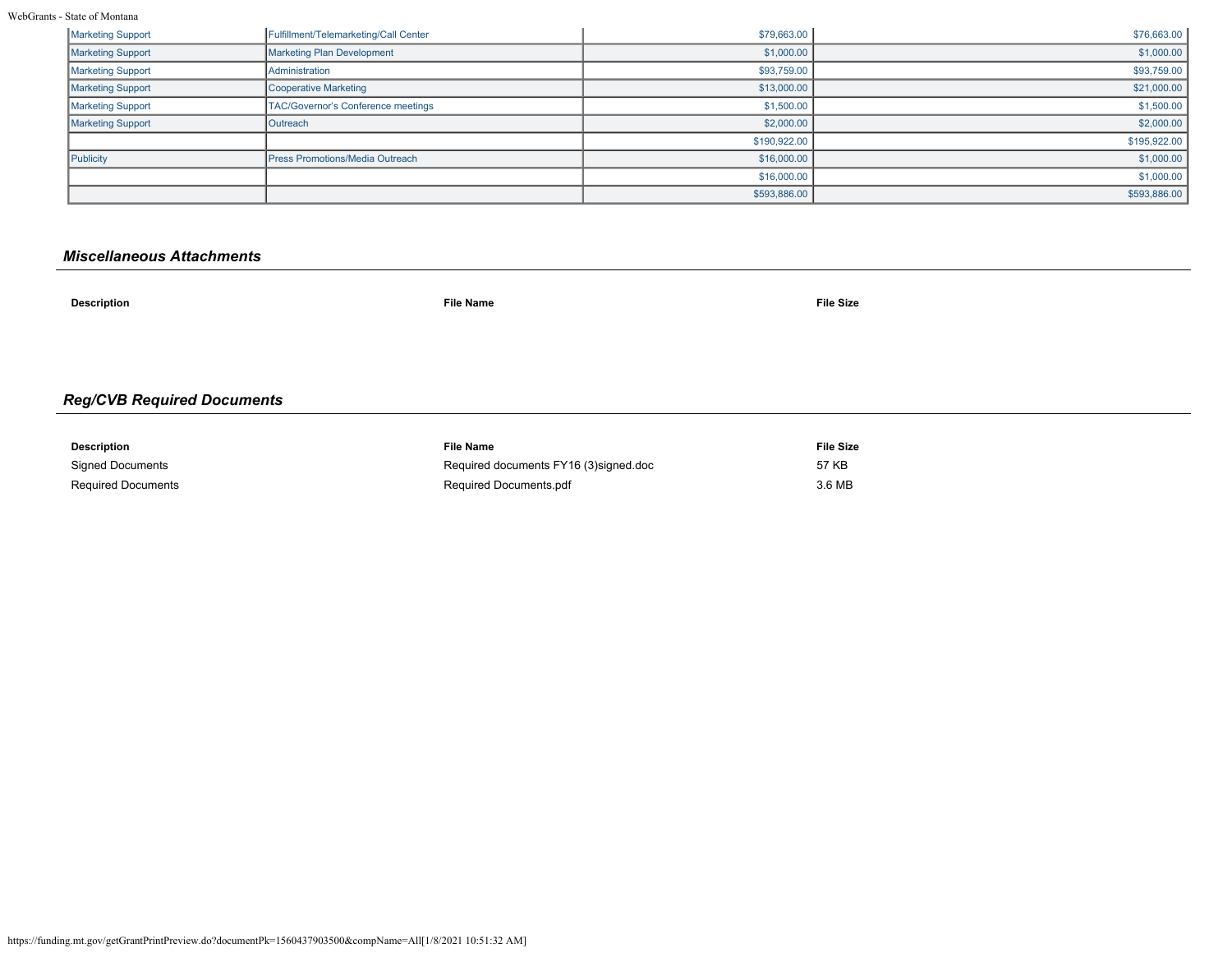| | | | |
|---|---|---|---|
| Marketing Support | Fulfillment/Telemarketing/Call Center | $79,663.00 | $76,663.00 |
| Marketing Support | Marketing Plan Development | $1,000.00 | $1,000.00 |
| Marketing Support | Administration | $93,759.00 | $93,759.00 |
| Marketing Support | Cooperative Marketing | $13,000.00 | $21,000.00 |
| Marketing Support | TAC/Governor's Conference meetings | $1,500.00 | $1,500.00 |
| Marketing Support | Outreach | $2,000.00 | $2,000.00 |
| | | $190,922.00 | $195,922.00 |
| Publicity | Press Promotions/Media Outreach | $16,000.00 | $1,000.00 |
| | | $16,000.00 | $1,000.00 |
| | | $593,886.00 | $593,886.00 |

### *Miscellaneous Attachments*

| Description | File Name | File Size |
|---|---|---|

### *Reg/CVB Required Documents*

| Description | File Name | File Size |
|---|---|---|
| Signed Documents | Required documents FY16 (3)signed.doc | 57 KB |
| Required Documents | Required Documents.pdf | 3.6 MB |